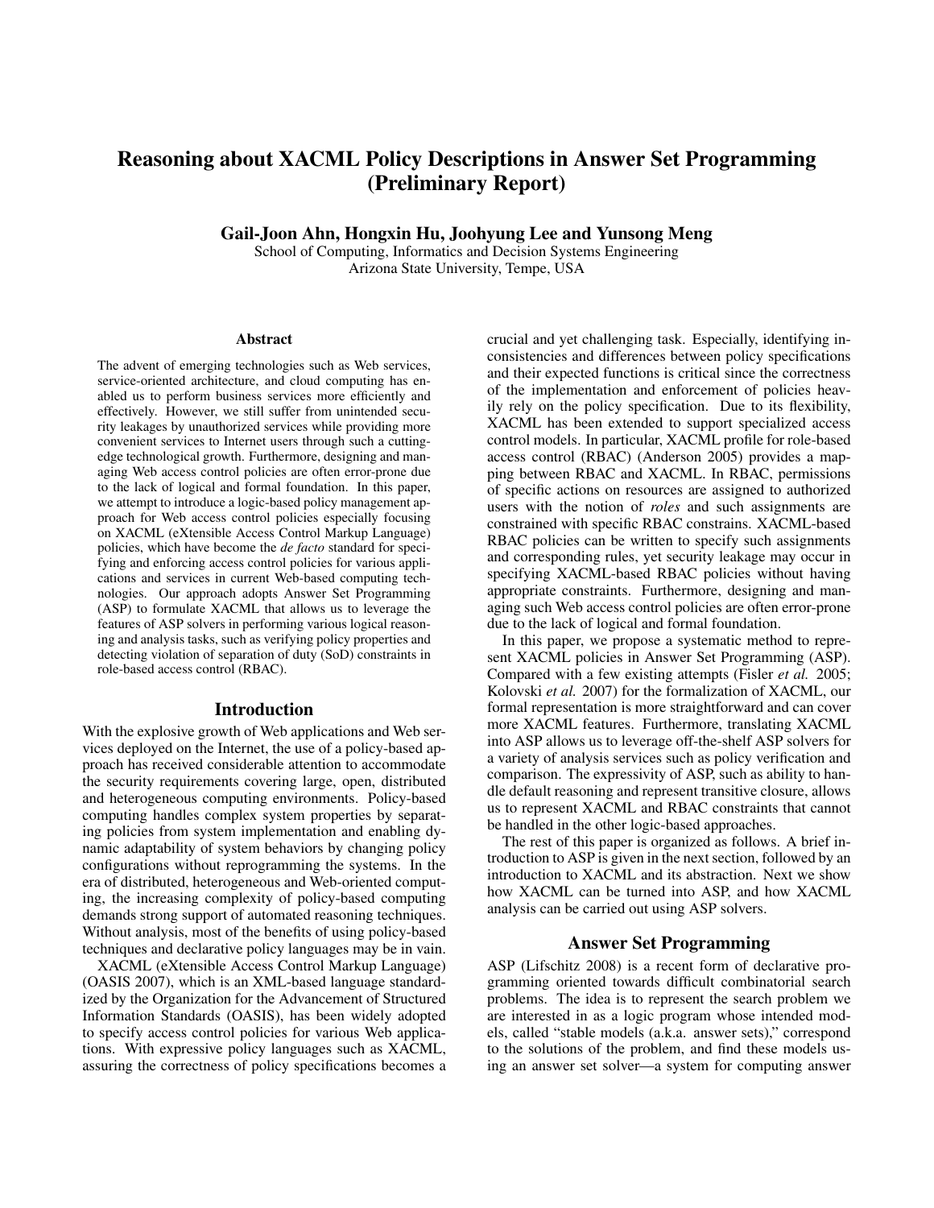# Reasoning about XACML Policy Descriptions in Answer Set Programming (Preliminary Report)

**Gail-Joon Ahn, Hongxin Hu, Joohyung Lee and Yunsong Meng**

School of Computing, Informatics and Decision Systems Engineering
Arizona State University, Tempe, USA

### Abstract

The advent of emerging technologies such as Web services, service-oriented architecture, and cloud computing has enabled us to perform business services more efficiently and effectively. However, we still suffer from unintended security leakages by unauthorized services while providing more convenient services to Internet users through such a cutting-edge technological growth. Furthermore, designing and managing Web access control policies are often error-prone due to the lack of logical and formal foundation. In this paper, we attempt to introduce a logic-based policy management approach for Web access control policies especially focusing on XACML (eXtensible Access Control Markup Language) policies, which have become the *de facto* standard for specifying and enforcing access control policies for various applications and services in current Web-based computing technologies. Our approach adopts Answer Set Programming (ASP) to formulate XACML that allows us to leverage the features of ASP solvers in performing various logical reasoning and analysis tasks, such as verifying policy properties and detecting violation of separation of duty (SoD) constraints in role-based access control (RBAC).

## Introduction

With the explosive growth of Web applications and Web services deployed on the Internet, the use of a policy-based approach has received considerable attention to accommodate the security requirements covering large, open, distributed and heterogeneous computing environments. Policy-based computing handles complex system properties by separating policies from system implementation and enabling dynamic adaptability of system behaviors by changing policy configurations without reprogramming the systems. In the era of distributed, heterogeneous and Web-oriented computing, the increasing complexity of policy-based computing demands strong support of automated reasoning techniques. Without analysis, most of the benefits of using policy-based techniques and declarative policy languages may be in vain.

XACML (eXtensible Access Control Markup Language) (OASIS 2007), which is an XML-based language standardized by the Organization for the Advancement of Structured Information Standards (OASIS), has been widely adopted to specify access control policies for various Web applications. With expressive policy languages such as XACML, assuring the correctness of policy specifications becomes a crucial and yet challenging task. Especially, identifying inconsistencies and differences between policy specifications and their expected functions is critical since the correctness of the implementation and enforcement of policies heavily rely on the policy specification. Due to its flexibility, XACML has been extended to support specialized access control models. In particular, XACML profile for role-based access control (RBAC) (Anderson 2005) provides a mapping between RBAC and XACML. In RBAC, permissions of specific actions on resources are assigned to authorized users with the notion of *roles* and such assignments are constrained with specific RBAC constrains. XACML-based RBAC policies can be written to specify such assignments and corresponding rules, yet security leakage may occur in specifying XACML-based RBAC policies without having appropriate constraints. Furthermore, designing and managing such Web access control policies are often error-prone due to the lack of logical and formal foundation.

In this paper, we propose a systematic method to represent XACML policies in Answer Set Programming (ASP). Compared with a few existing attempts (Fisler *et al.* 2005; Kolovski *et al.* 2007) for the formalization of XACML, our formal representation is more straightforward and can cover more XACML features. Furthermore, translating XACML into ASP allows us to leverage off-the-shelf ASP solvers for a variety of analysis services such as policy verification and comparison. The expressivity of ASP, such as ability to handle default reasoning and represent transitive closure, allows us to represent XACML and RBAC constraints that cannot be handled in the other logic-based approaches.

The rest of this paper is organized as follows. A brief introduction to ASP is given in the next section, followed by an introduction to XACML and its abstraction. Next we show how XACML can be turned into ASP, and how XACML analysis can be carried out using ASP solvers.

## Answer Set Programming

ASP (Lifschitz 2008) is a recent form of declarative programming oriented towards difficult combinatorial search problems. The idea is to represent the search problem we are interested in as a logic program whose intended models, called "stable models (a.k.a. answer sets)," correspond to the solutions of the problem, and find these models using an answer set solver—a system for computing answer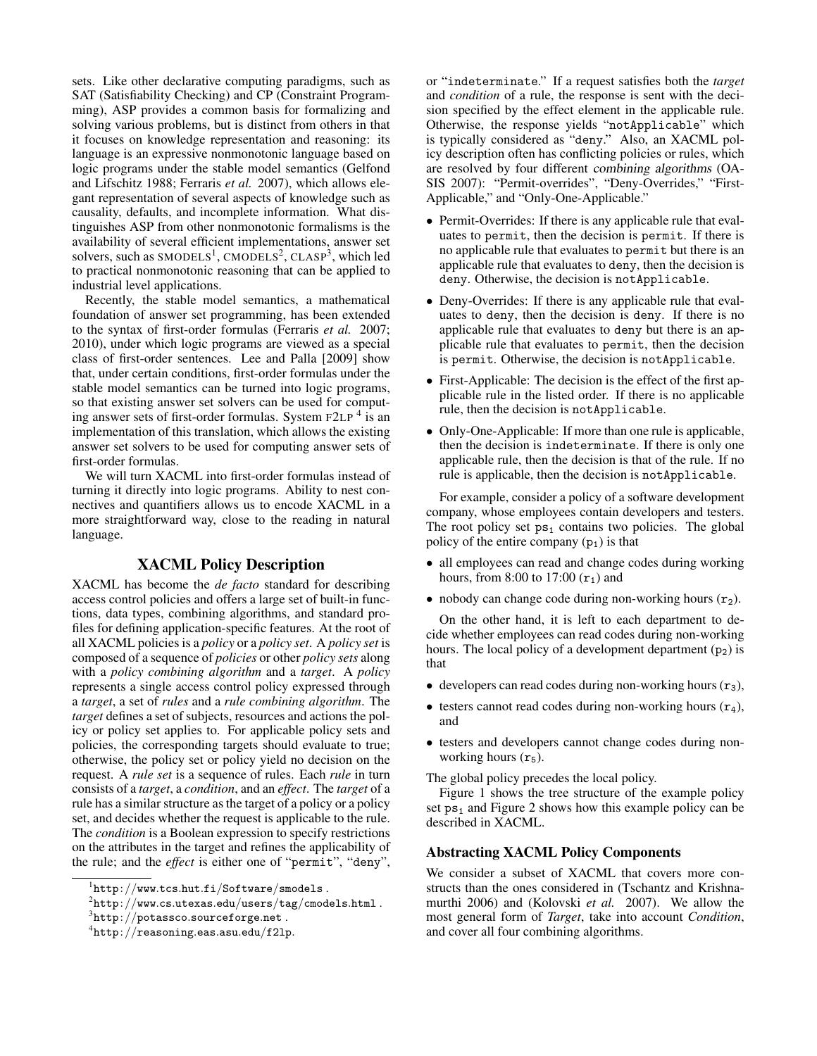sets. Like other declarative computing paradigms, such as SAT (Satisfiability Checking) and CP (Constraint Programming), ASP provides a common basis for formalizing and solving various problems, but is distinct from others in that it focuses on knowledge representation and reasoning: its language is an expressive nonmonotonic language based on logic programs under the stable model semantics (Gelfond and Lifschitz 1988; Ferraris *et al.* 2007), which allows elegant representation of several aspects of knowledge such as causality, defaults, and incomplete information. What distinguishes ASP from other nonmonotonic formalisms is the availability of several efficient implementations, answer set solvers, such as SMODELS[1], CMODELS[2], CLASP[3], which led to practical nonmonotonic reasoning that can be applied to industrial level applications.

Recently, the stable model semantics, a mathematical foundation of answer set programming, has been extended to the syntax of first-order formulas (Ferraris *et al.* 2007; 2010), under which logic programs are viewed as a special class of first-order sentences. Lee and Palla [2009] show that, under certain conditions, first-order formulas under the stable model semantics can be turned into logic programs, so that existing answer set solvers can be used for computing answer sets of first-order formulas. System F2LP [4] is an implementation of this translation, which allows the existing answer set solvers to be used for computing answer sets of first-order formulas.

We will turn XACML into first-order formulas instead of turning it directly into logic programs. Ability to nest connectives and quantifiers allows us to encode XACML in a more straightforward way, close to the reading in natural language.

## XACML Policy Description

XACML has become the *de facto* standard for describing access control policies and offers a large set of built-in functions, data types, combining algorithms, and standard profiles for defining application-specific features. At the root of all XACML policies is a *policy* or a *policy set*. A *policy set* is composed of a sequence of *policies* or other *policy sets* along with a *policy combining algorithm* and a *target*. A *policy* represents a single access control policy expressed through a *target*, a set of *rules* and a *rule combining algorithm*. The *target* defines a set of subjects, resources and actions the policy or policy set applies to. For applicable policy sets and policies, the corresponding targets should evaluate to true; otherwise, the policy set or policy yield no decision on the request. A *rule set* is a sequence of rules. Each *rule* in turn consists of a *target*, a *condition*, and an *effect*. The *target* of a rule has a similar structure as the target of a policy or a policy set, and decides whether the request is applicable to the rule. The *condition* is a Boolean expression to specify restrictions on the attributes in the target and refines the applicability of the rule; and the *effect* is either one of "permit", "deny", or "indeterminate." If a request satisfies both the *target* and *condition* of a rule, the response is sent with the decision specified by the effect element in the applicable rule. Otherwise, the response yields "notApplicable" which is typically considered as "deny." Also, an XACML policy description often has conflicting policies or rules, which are resolved by four different *combining algorithms* (OASIS 2007): "Permit-overrides", "Deny-Overrides," "First-Applicable," and "Only-One-Applicable."

- Permit-Overrides: If there is any applicable rule that evaluates to permit, then the decision is permit. If there is no applicable rule that evaluates to permit but there is an applicable rule that evaluates to deny, then the decision is deny. Otherwise, the decision is notApplicable.
- Deny-Overrides: If there is any applicable rule that evaluates to deny, then the decision is deny. If there is no applicable rule that evaluates to deny but there is an applicable rule that evaluates to permit, then the decision is permit. Otherwise, the decision is notApplicable.
- First-Applicable: The decision is the effect of the first applicable rule in the listed order. If there is no applicable rule, then the decision is notApplicable.
- Only-One-Applicable: If more than one rule is applicable, then the decision is indeterminate. If there is only one applicable rule, then the decision is that of the rule. If no rule is applicable, then the decision is notApplicable.

For example, consider a policy of a software development company, whose employees contain developers and testers. The root policy set $ps_1$ contains two policies. The global policy of the entire company ($p_1$) is that

- all employees can read and change codes during working hours, from 8:00 to 17:00 ($r_1$) and
- nobody can change code during non-working hours ($r_2$).

On the other hand, it is left to each department to decide whether employees can read codes during non-working hours. The local policy of a development department ($p_2$) is that

- developers can read codes during non-working hours ($r_3$),
- testers cannot read codes during non-working hours ($r_4$), and
- testers and developers cannot change codes during non-working hours ($r_5$).

The global policy precedes the local policy.

Figure 1 shows the tree structure of the example policy set $ps_1$ and Figure 2 shows how this example policy can be described in XACML.

### Abstracting XACML Policy Components

We consider a subset of XACML that covers more constructs than the ones considered in (Tschantz and Krishnamurthi 2006) and (Kolovski *et al.* 2007). We allow the most general form of *Target*, take into account *Condition*, and cover all four combining algorithms.

[1] http://www.tcs.hut.fi/Software/smodels .

[2] http://www.cs.utexas.edu/users/tag/cmodels.html .

[3] http://potassco.sourceforge.net .

[4] http://reasoning.eas.asu.edu/f2lp.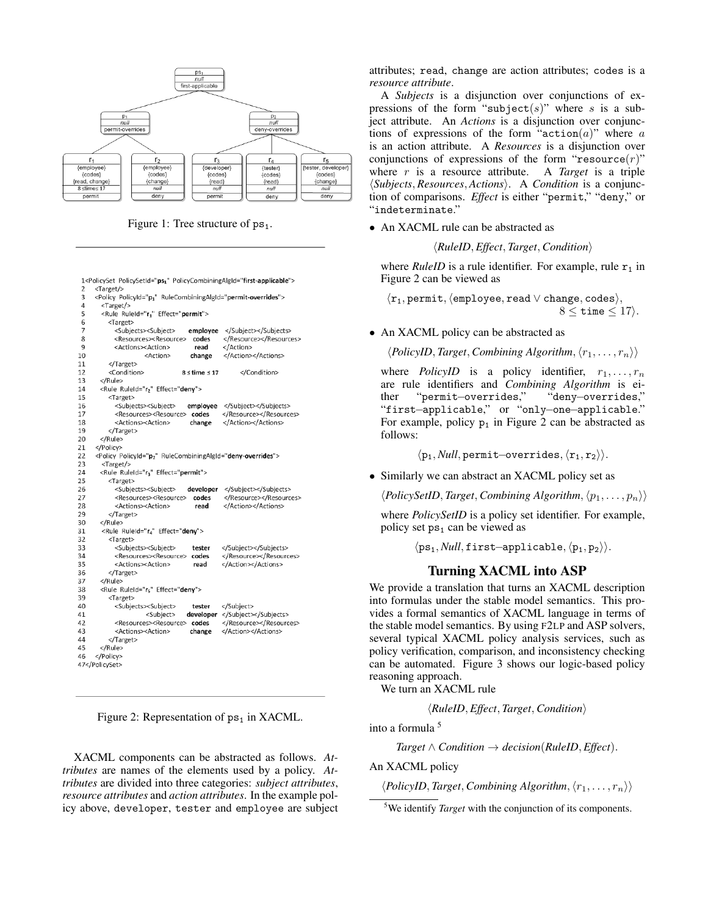Figure 1: Tree structure of $\mathtt{ps}_1$.

```
1<PolicySet PolicySetId="ps1" PolicyCombiningAlgId="first-applicable">
2   <Target/>
3   <Policy PolicyId="p1" RuleCombiningAlgId="permit-overrides">
4     <Target/>
5     <Rule RuleId="r1" Effect="permit">
6       <Target>
7         <Subjects><Subject>     employee   </Subject></Subjects>
8         <Resources><Resource>   codes      </Resource></Resources>
9         <Actions><Action>       read       </Action>
10                <Action>        change     </Action></Actions>
11      </Target>
12      <Condition>               8 ≤ time ≤ 17        </Condition>
13    </Rule>
14    <Rule RuleId="r2" Effect="deny">
15      <Target>
16        <Subjects><Subject>     employee   </Subject></Subjects>
17        <Resources><Resource>   codes      </Resource></Resources>
18        <Actions><Action>       change     </Action></Actions>
19      </Target>
20    </Rule>
21  </Policy>
22  <Policy PolicyId="p2" RuleCombiningAlgId="deny-overrides">
23    <Target/>
24    <Rule RuleId="r3" Effect="permit">
25      <Target>
26        <Subjects><Subject>     developer  </Subject></Subjects>
27        <Resources><Resource>   codes      </Resource></Resources>
28        <Actions><Action>       read       </Action></Actions>
29      </Target>
30    </Rule>
31    <Rule RuleId="r4" Effect="deny">
32      <Target>
33        <Subjects><Subject>     tester     </Subject></Subjects>
34        <Resources><Resource>   codes      </Resource></Resources>
35        <Actions><Action>       read       </Action></Actions>
36      </Target>
37    </Rule>
38    <Rule RuleId="r5" Effect="deny">
39      <Target>
40        <Subjects><Subject>     tester     </Subject>
41                <Subject>       developer  </Subject></Subjects>
42        <Resources><Resource>   codes      </Resource></Resources>
43        <Actions><Action>       change     </Action></Actions>
44      </Target>
45    </Rule>
46  </Policy>
47</PolicySet>
```

Figure 2: Representation of $\mathtt{ps}_1$ in XACML.

XACML components can be abstracted as follows. *Attributes* are names of the elements used by a policy. *Attributes* are divided into three categories: *subject attributes*, *resource attributes* and *action attributes*. In the example policy above, `developer`, `tester` and `employee` are subject attributes; `read`, `change` are action attributes; `codes` is a *resource attribute*.

A *Subjects* is a disjunction over conjunctions of expressions of the form "$\mathtt{subject}(s)$" where $s$ is a subject attribute. An *Actions* is a disjunction over conjunctions of expressions of the form "$\mathtt{action}(a)$" where $a$ is an action attribute. A *Resources* is a disjunction over conjunctions of expressions of the form "$\mathtt{resource}(r)$" where $r$ is a resource attribute. A *Target* is a triple $\langle$*Subjects*, *Resources*, *Actions*$\rangle$. A *Condition* is a conjunction of comparisons. *Effect* is either "`permit`," "`deny`," or "`indeterminate`."

- An XACML rule can be abstracted as

$$\langle \textit{RuleID}, \textit{Effect}, \textit{Target}, \textit{Condition} \rangle$$

where *RuleID* is a rule identifier. For example, rule $\mathtt{r}_1$ in Figure 2 can be viewed as

$$\langle \mathtt{r}_1, \mathtt{permit}, \langle \mathtt{employee}, \mathtt{read} \vee \mathtt{change}, \mathtt{codes} \rangle, \; 8 \le \mathtt{time} \le 17 \rangle.$$

- An XACML policy can be abstracted as

$$\langle \textit{PolicyID}, \textit{Target}, \textit{Combining Algorithm}, \langle r_1, \dots, r_n \rangle \rangle$$

where *PolicyID* is a policy identifier, $r_1, \dots, r_n$ are rule identifiers and *Combining Algorithm* is either "`permit–overrides`," "`deny–overrides`," "`first–applicable`," or "`only–one–applicable`." For example, policy $\mathtt{p}_1$ in Figure 2 can be abstracted as follows:

$$\langle \mathtt{p}_1, \textit{Null}, \mathtt{permit\text{–}overrides}, \langle \mathtt{r}_1, \mathtt{r}_2 \rangle \rangle.$$

- Similarly we can abstract an XACML policy set as

$$\langle \textit{PolicySetID}, \textit{Target}, \textit{Combining Algorithm}, \langle p_1, \dots, p_n \rangle \rangle$$

where *PolicySetID* is a policy identifier. For example, policy set $\mathtt{ps}_1$ can be viewed as

$$\langle \mathtt{ps}_1, \textit{Null}, \mathtt{first\text{–}applicable}, \langle \mathtt{p}_1, \mathtt{p}_2 \rangle \rangle.$$

## Turning XACML into ASP

We provide a translation that turns an XACML description into formulas under the stable model semantics. This provides a formal semantics of XACML language in terms of the stable model semantics. By using F2LP and ASP solvers, several typical XACML policy analysis services, such as policy verification, comparison, and inconsistency checking can be automated. Figure 3 shows our logic-based policy reasoning approach.

We turn an XACML rule

$$\langle \textit{RuleID}, \textit{Effect}, \textit{Target}, \textit{Condition} \rangle$$

into a formula [5]

$$\textit{Target} \wedge \textit{Condition} \rightarrow \textit{decision}(\textit{RuleID}, \textit{Effect}).$$

An XACML policy

$$\langle \textit{PolicyID}, \textit{Target}, \textit{Combining Algorithm}, \langle r_1, \dots, r_n \rangle \rangle$$

[5] We identify *Target* with the conjunction of its components.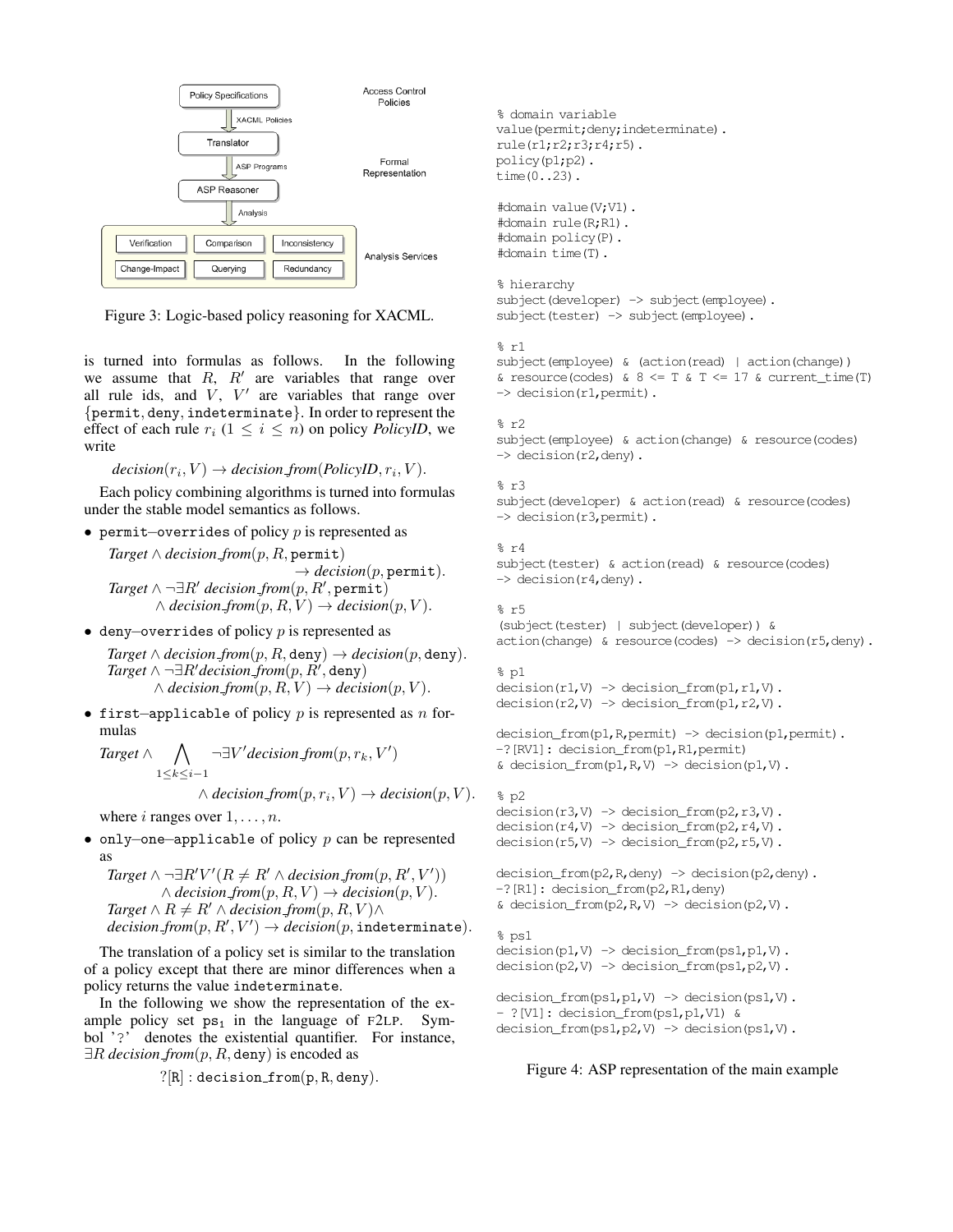Figure 3: Logic-based policy reasoning for XACML.

is turned into formulas as follows. In the following we assume that $R$, $R'$ are variables that range over all rule ids, and $V$, $V'$ are variables that range over $\{\texttt{permit}, \texttt{deny}, \texttt{indeterminate}\}$. In order to represent the effect of each rule $r_i$ ($1 \leq i \leq n$) on policy *PolicyID*, we write

$$decision(r_i, V) \rightarrow decision\_from(PolicyID, r_i, V).$$

Each policy combining algorithms is turned into formulas under the stable model semantics as follows.

- `permit–overrides` of policy $p$ is represented as

$$Target \wedge decision\_from(p, R, \texttt{permit}) \rightarrow decision(p, \texttt{permit}).$$
$$Target \wedge \neg\exists R'\ decision\_from(p, R', \texttt{permit}) \wedge decision\_from(p, R, V) \rightarrow decision(p, V).$$

- `deny–overrides` of policy $p$ is represented as

$$Target \wedge decision\_from(p, R, \texttt{deny}) \rightarrow decision(p, \texttt{deny}).$$
$$Target \wedge \neg\exists R' decision\_from(p, R', \texttt{deny}) \wedge decision\_from(p, R, V) \rightarrow decision(p, V).$$

- `first–applicable` of policy $p$ is represented as $n$ formulas

$$Target \wedge \bigwedge_{1 \leq k \leq i-1} \neg\exists V' decision\_from(p, r_k, V') \wedge decision\_from(p, r_i, V) \rightarrow decision(p, V).$$

where $i$ ranges over $1, \ldots, n$.

- `only–one–applicable` of policy $p$ can be represented as

$$Target \wedge \neg\exists R'V'(R \neq R' \wedge decision\_from(p, R', V')) \wedge decision\_from(p, R, V) \rightarrow decision(p, V).$$
$$Target \wedge R \neq R' \wedge decision\_from(p, R, V) \wedge decision\_from(p, R', V') \rightarrow decision(p, \texttt{indeterminate}).$$

The translation of a policy set is similar to the translation of a policy except that there are minor differences when a policy returns the value `indeterminate`.

In the following we show the representation of the example policy set $\texttt{ps}_1$ in the language of F2LP. Symbol '?' denotes the existential quantifier. For instance, $\exists R\ decision\_from(p, R, \texttt{deny})$ is encoded as

$$?[\texttt{R}] : \texttt{decision\_from(p, R, deny)}.$$

```
% domain variable
value(permit;deny;indeterminate).
rule(r1;r2;r3;r4;r5).
policy(p1;p2).
time(0..23).

#domain value(V;V1).
#domain rule(R;R1).
#domain policy(P).
#domain time(T).

% hierarchy
subject(developer) -> subject(employee).
subject(tester) -> subject(employee).

% r1
subject(employee) & (action(read) | action(change))
& resource(codes) & 8 <= T & T <= 17 & current_time(T)
-> decision(r1,permit).

% r2
subject(employee) & action(change) & resource(codes)
-> decision(r2,deny).

% r3
subject(developer) & action(read) & resource(codes)
-> decision(r3,permit).

% r4
subject(tester) & action(read) & resource(codes)
-> decision(r4,deny).

% r5
(subject(tester) | subject(developer)) &
action(change) & resource(codes) -> decision(r5,deny).

% p1
decision(r1,V) -> decision_from(p1,r1,V).
decision(r2,V) -> decision_from(p1,r2,V).

decision_from(p1,R,permit) -> decision(p1,permit).
-?[RV1]: decision_from(p1,R1,permit)
& decision_from(p1,R,V) -> decision(p1,V).

% p2
decision(r3,V) -> decision_from(p2,r3,V).
decision(r4,V) -> decision_from(p2,r4,V).
decision(r5,V) -> decision_from(p2,r5,V).

decision_from(p2,R,deny) -> decision(p2,deny).
-?[R1]: decision_from(p2,R1,deny)
& decision_from(p2,R,V) -> decision(p2,V).

% ps1
decision(p1,V) -> decision_from(ps1,p1,V).
decision(p2,V) -> decision_from(ps1,p2,V).

decision_from(ps1,p1,V) -> decision(ps1,V).
- ?[V1]: decision_from(ps1,p1,V1) &
decision_from(ps1,p2,V) -> decision(ps1,V).
```

Figure 4: ASP representation of the main example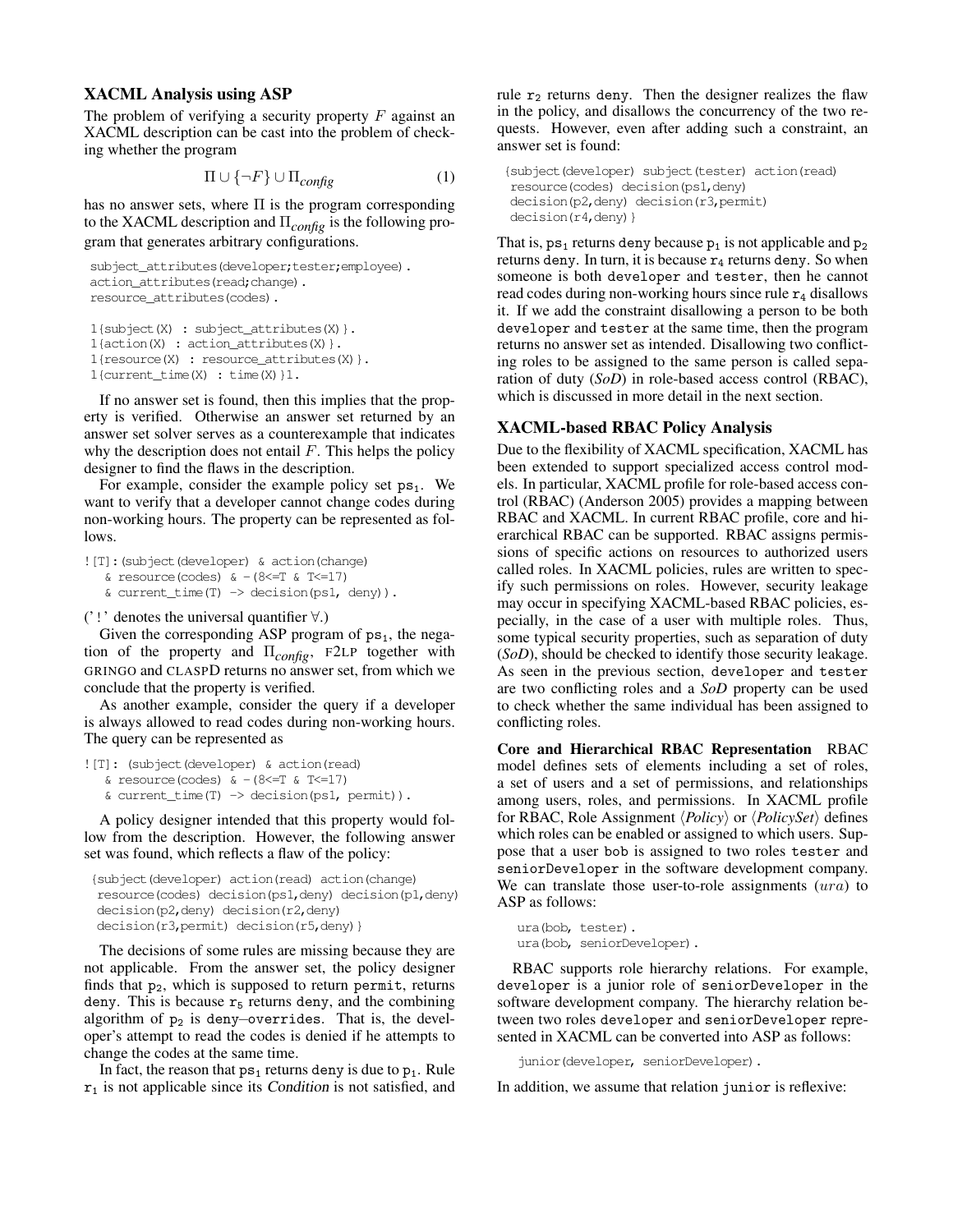## XACML Analysis using ASP

The problem of verifying a security property $F$ against an XACML description can be cast into the problem of checking whether the program

$$\Pi \cup \{\neg F\} \cup \Pi_{config} \tag{1}$$

has no answer sets, where $\Pi$ is the program corresponding to the XACML description and $\Pi_{config}$ is the following program that generates arbitrary configurations.

```
subject_attributes(developer;tester;employee).
action_attributes(read;change).
resource_attributes(codes).

1{subject(X) : subject_attributes(X)}.
1{action(X) : action_attributes(X)}.
1{resource(X) : resource_attributes(X)}.
1{current_time(X) : time(X)}1.
```

If no answer set is found, then this implies that the property is verified. Otherwise an answer set returned by an answer set solver serves as a counterexample that indicates why the description does not entail $F$. This helps the policy designer to find the flaws in the description.

For example, consider the example policy set $\texttt{ps}_1$. We want to verify that a developer cannot change codes during non-working hours. The property can be represented as follows.

```
![T]:(subject(developer) & action(change)
   & resource(codes) & -(8<=T & T<=17)
   & current_time(T) -> decision(ps1, deny)).
```

('!' denotes the universal quantifier $\forall$.)

Given the corresponding ASP program of $\texttt{ps}_1$, the negation of the property and $\Pi_{config}$, F2LP together with GRINGO and CLASPD returns no answer set, from which we conclude that the property is verified.

As another example, consider the query if a developer is always allowed to read codes during non-working hours. The query can be represented as

```
![T]: (subject(developer) & action(read)
   & resource(codes) & -(8<=T & T<=17)
   & current_time(T) -> decision(ps1, permit)).
```

A policy designer intended that this property would follow from the description. However, the following answer set was found, which reflects a flaw of the policy:

```
{subject(developer) action(read) action(change)
 resource(codes) decision(ps1,deny) decision(p1,deny)
 decision(p2,deny) decision(r2,deny)
 decision(r3,permit) decision(r5,deny)}
```

The decisions of some rules are missing because they are not applicable. From the answer set, the policy designer finds that $\texttt{p}_2$, which is supposed to return permit, returns deny. This is because $\texttt{r}_5$ returns deny, and the combining algorithm of $\texttt{p}_2$ is deny−overrides. That is, the developer's attempt to read the codes is denied if he attempts to change the codes at the same time.

In fact, the reason that $\texttt{ps}_1$ returns deny is due to $\texttt{p}_1$. Rule $\texttt{r}_1$ is not applicable since its *Condition* is not satisfied, and rule $\texttt{r}_2$ returns deny. Then the designer realizes the flaw in the policy, and disallows the concurrency of the two requests. However, even after adding such a constraint, an answer set is found:

```
{subject(developer) subject(tester) action(read)
 resource(codes) decision(ps1,deny)
 decision(p2,deny) decision(r3,permit)
 decision(r4,deny)}
```

That is, $\texttt{ps}_1$ returns deny because $\texttt{p}_1$ is not applicable and $\texttt{p}_2$ returns deny. In turn, it is because $\texttt{r}_4$ returns deny. So when someone is both developer and tester, then he cannot read codes during non-working hours since rule $\texttt{r}_4$ disallows it. If we add the constraint disallowing a person to be both developer and tester at the same time, then the program returns no answer set as intended. Disallowing two conflicting roles to be assigned to the same person is called separation of duty (*SoD*) in role-based access control (RBAC), which is discussed in more detail in the next section.

## XACML-based RBAC Policy Analysis

Due to the flexibility of XACML specification, XACML has been extended to support specialized access control models. In particular, XACML profile for role-based access control (RBAC) (Anderson 2005) provides a mapping between RBAC and XACML. In current RBAC profile, core and hierarchical RBAC can be supported. RBAC assigns permissions of specific actions on resources to authorized users called roles. In XACML policies, rules are written to specify such permissions on roles. However, security leakage may occur in specifying XACML-based RBAC policies, especially, in the case of a user with multiple roles. Thus, some typical security properties, such as separation of duty (*SoD*), should be checked to identify those security leakage. As seen in the previous section, developer and tester are two conflicting roles and a *SoD* property can be used to check whether the same individual has been assigned to conflicting roles.

**Core and Hierarchical RBAC Representation** RBAC model defines sets of elements including a set of roles, a set of users and a set of permissions, and relationships among users, roles, and permissions. In XACML profile for RBAC, Role Assignment ⟨*Policy*⟩ or ⟨*PolicySet*⟩ defines which roles can be enabled or assigned to which users. Suppose that a user bob is assigned to two roles tester and seniorDeveloper in the software development company. We can translate those user-to-role assignments ($ura$) to ASP as follows:

```
ura(bob, tester).
ura(bob, seniorDeveloper).
```

RBAC supports role hierarchy relations. For example, developer is a junior role of seniorDeveloper in the software development company. The hierarchy relation between two roles developer and seniorDeveloper represented in XACML can be converted into ASP as follows:

```
junior(developer, seniorDeveloper).
```

In addition, we assume that relation junior is reflexive: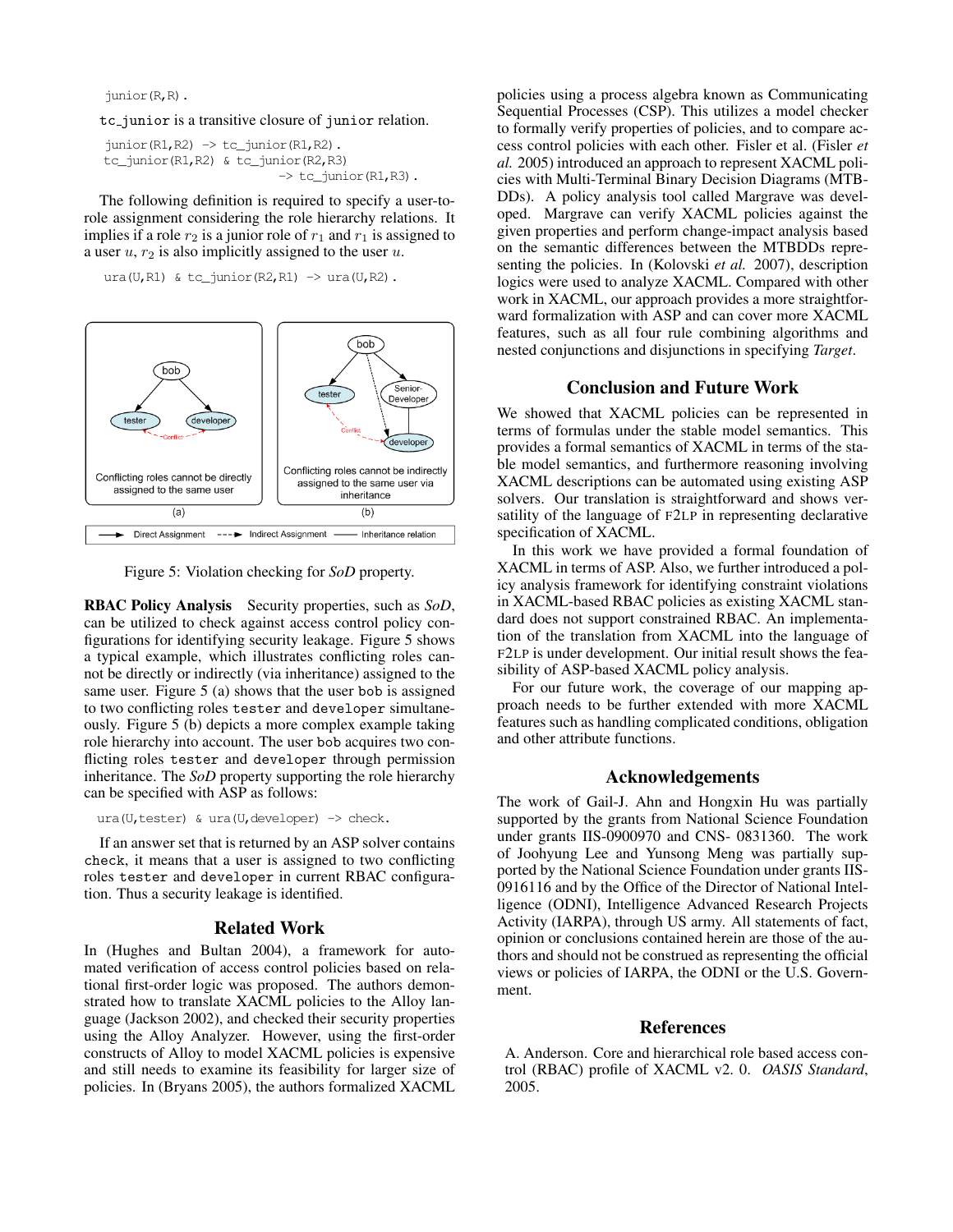```
junior(R,R).
```

`tc_junior` is a transitive closure of `junior` relation.

```
junior(R1,R2) -> tc_junior(R1,R2).
tc_junior(R1,R2) & tc_junior(R2,R3)
                        -> tc_junior(R1,R3).
```

The following definition is required to specify a user-to-role assignment considering the role hierarchy relations. It implies if a role $r_2$ is a junior role of $r_1$ and $r_1$ is assigned to a user $u$, $r_2$ is also implicitly assigned to the user $u$.

```
ura(U,R1) & tc_junior(R2,R1) -> ura(U,R2).
```

Figure 5: Violation checking for *SoD* property.

**RBAC Policy Analysis** Security properties, such as *SoD*, can be utilized to check against access control policy configurations for identifying security leakage. Figure 5 shows a typical example, which illustrates conflicting roles cannot be directly or indirectly (via inheritance) assigned to the same user. Figure 5 (a) shows that the user `bob` is assigned to two conflicting roles `tester` and `developer` simultaneously. Figure 5 (b) depicts a more complex example taking role hierarchy into account. The user `bob` acquires two conflicting roles `tester` and `developer` through permission inheritance. The *SoD* property supporting the role hierarchy can be specified with ASP as follows:

```
ura(U,tester) & ura(U,developer) -> check.
```

If an answer set that is returned by an ASP solver contains `check`, it means that a user is assigned to two conflicting roles `tester` and `developer` in current RBAC configuration. Thus a security leakage is identified.

## Related Work

In (Hughes and Bultan 2004), a framework for automated verification of access control policies based on relational first-order logic was proposed. The authors demonstrated how to translate XACML policies to the Alloy language (Jackson 2002), and checked their security properties using the Alloy Analyzer. However, using the first-order constructs of Alloy to model XACML policies is expensive and still needs to examine its feasibility for larger size of policies. In (Bryans 2005), the authors formalized XACML policies using a process algebra known as Communicating Sequential Processes (CSP). This utilizes a model checker to formally verify properties of policies, and to compare access control policies with each other. Fisler et al. (Fisler *et al.* 2005) introduced an approach to represent XACML policies with Multi-Terminal Binary Decision Diagrams (MTBDDs). A policy analysis tool called Margrave was developed. Margrave can verify XACML policies against the given properties and perform change-impact analysis based on the semantic differences between the MTBDDs representing the policies. In (Kolovski *et al.* 2007), description logics were used to analyze XACML. Compared with other work in XACML, our approach provides a more straightforward formalization with ASP and can cover more XACML features, such as all four rule combining algorithms and nested conjunctions and disjunctions in specifying *Target*.

## Conclusion and Future Work

We showed that XACML policies can be represented in terms of formulas under the stable model semantics. This provides a formal semantics of XACML in terms of the stable model semantics, and furthermore reasoning involving XACML descriptions can be automated using existing ASP solvers. Our translation is straightforward and shows versatility of the language of F2LP in representing declarative specification of XACML.

In this work we have provided a formal foundation of XACML in terms of ASP. Also, we further introduced a policy analysis framework for identifying constraint violations in XACML-based RBAC policies as existing XACML standard does not support constrained RBAC. An implementation of the translation from XACML into the language of F2LP is under development. Our initial result shows the feasibility of ASP-based XACML policy analysis.

For our future work, the coverage of our mapping approach needs to be further extended with more XACML features such as handling complicated conditions, obligation and other attribute functions.

## Acknowledgements

The work of Gail-J. Ahn and Hongxin Hu was partially supported by the grants from National Science Foundation under grants IIS-0900970 and CNS- 0831360. The work of Joohyung Lee and Yunsong Meng was partially supported by the National Science Foundation under grants IIS-0916116 and by the Office of the Director of National Intelligence (ODNI), Intelligence Advanced Research Projects Activity (IARPA), through US army. All statements of fact, opinion or conclusions contained herein are those of the authors and should not be construed as representing the official views or policies of IARPA, the ODNI or the U.S. Government.

## References

A. Anderson. Core and hierarchical role based access control (RBAC) profile of XACML v2. 0. *OASIS Standard*, 2005.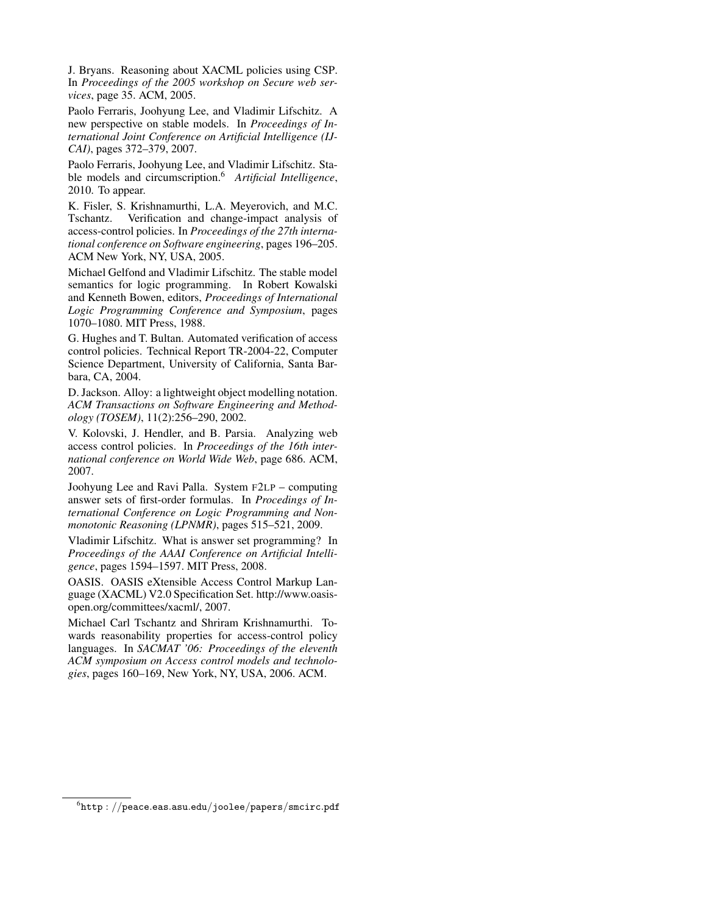J. Bryans. Reasoning about XACML policies using CSP. In *Proceedings of the 2005 workshop on Secure web services*, page 35. ACM, 2005.

Paolo Ferraris, Joohyung Lee, and Vladimir Lifschitz. A new perspective on stable models. In *Proceedings of International Joint Conference on Artificial Intelligence (IJCAI)*, pages 372–379, 2007.

Paolo Ferraris, Joohyung Lee, and Vladimir Lifschitz. Stable models and circumscription.[6] *Artificial Intelligence*, 2010. To appear.

K. Fisler, S. Krishnamurthi, L.A. Meyerovich, and M.C. Tschantz. Verification and change-impact analysis of access-control policies. In *Proceedings of the 27th international conference on Software engineering*, pages 196–205. ACM New York, NY, USA, 2005.

Michael Gelfond and Vladimir Lifschitz. The stable model semantics for logic programming. In Robert Kowalski and Kenneth Bowen, editors, *Proceedings of International Logic Programming Conference and Symposium*, pages 1070–1080. MIT Press, 1988.

G. Hughes and T. Bultan. Automated verification of access control policies. Technical Report TR-2004-22, Computer Science Department, University of California, Santa Barbara, CA, 2004.

D. Jackson. Alloy: a lightweight object modelling notation. *ACM Transactions on Software Engineering and Methodology (TOSEM)*, 11(2):256–290, 2002.

V. Kolovski, J. Hendler, and B. Parsia. Analyzing web access control policies. In *Proceedings of the 16th international conference on World Wide Web*, page 686. ACM, 2007.

Joohyung Lee and Ravi Palla. System F2LP – computing answer sets of first-order formulas. In *Procedings of International Conference on Logic Programming and Nonmonotonic Reasoning (LPNMR)*, pages 515–521, 2009.

Vladimir Lifschitz. What is answer set programming? In *Proceedings of the AAAI Conference on Artificial Intelligence*, pages 1594–1597. MIT Press, 2008.

OASIS. OASIS eXtensible Access Control Markup Language (XACML) V2.0 Specification Set. http://www.oasis-open.org/committees/xacml/, 2007.

Michael Carl Tschantz and Shriram Krishnamurthi. Towards reasonability properties for access-control policy languages. In *SACMAT '06: Proceedings of the eleventh ACM symposium on Access control models and technologies*, pages 160–169, New York, NY, USA, 2006. ACM.

---

[6] http://peace.eas.asu.edu/joolee/papers/smcirc.pdf